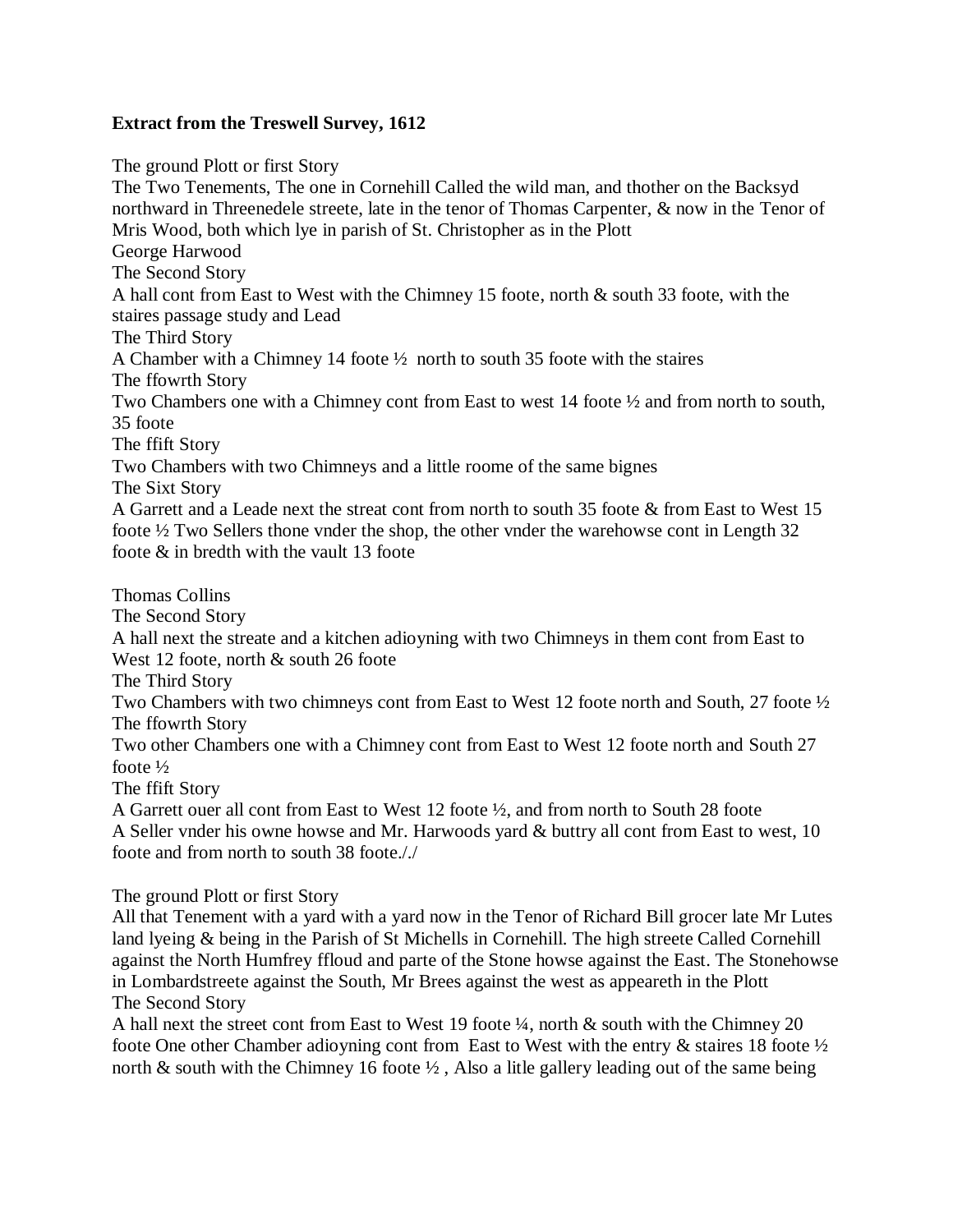**Extract from the Treswell Survey, 1612**

The ground Plott or first Story
The Two Tenements, The one in Cornehill Called the wild man, and thother on the Backsyd northward in Threenedele streete, late in the tenor of Thomas Carpenter, & now in the Tenor of Mris Wood, both which lye in parish of St. Christopher as in the Plott
George Harwood
The Second Story
A hall cont from East to West with the Chimney 15 foote, north & south 33 foote, with the staires passage study and Lead
The Third Story
A Chamber with a Chimney 14 foote ½ north to south 35 foote with the staires
The ffowrth Story
Two Chambers one with a Chimney cont from East to west 14 foote ½ and from north to south, 35 foote
The ffift Story
Two Chambers with two Chimneys and a little roome of the same bignes
The Sixt Story
A Garrett and a Leade next the streat cont from north to south 35 foote & from East to West 15 foote ½ Two Sellers thone vnder the shop, the other vnder the warehowse cont in Length 32 foote & in bredth with the vault 13 foote

Thomas Collins
The Second Story
A hall next the streate and a kitchen adioyning with two Chimneys in them cont from East to West 12 foote, north & south 26 foote
The Third Story
Two Chambers with two chimneys cont from East to West 12 foote north and South, 27 foote ½
The ffowrth Story
Two other Chambers one with a Chimney cont from East to West 12 foote north and South 27 foote ½
The ffift Story
A Garrett ouer all cont from East to West 12 foote ½, and from north to South 28 foote
A Seller vnder his owne howse and Mr. Harwoods yard & buttry all cont from East to west, 10 foote and from north to south 38 foote./. /

The ground Plott or first Story
All that Tenement with a yard with a yard now in the Tenor of Richard Bill grocer late Mr Lutes land lyeing & being in the Parish of St Michells in Cornehill. The high streete Called Cornehill against the North Humfrey ffloud and parte of the Stone howse against the East. The Stonehowse in Lombardstreete against the South, Mr Brees against the west as appeareth in the Plott
The Second Story
A hall next the street cont from East to West 19 foote ¼, north & south with the Chimney 20 foote One other Chamber adioyning cont from East to West with the entry & staires 18 foote ½ north & south with the Chimney 16 foote ½ , Also a litle gallery leading out of the same being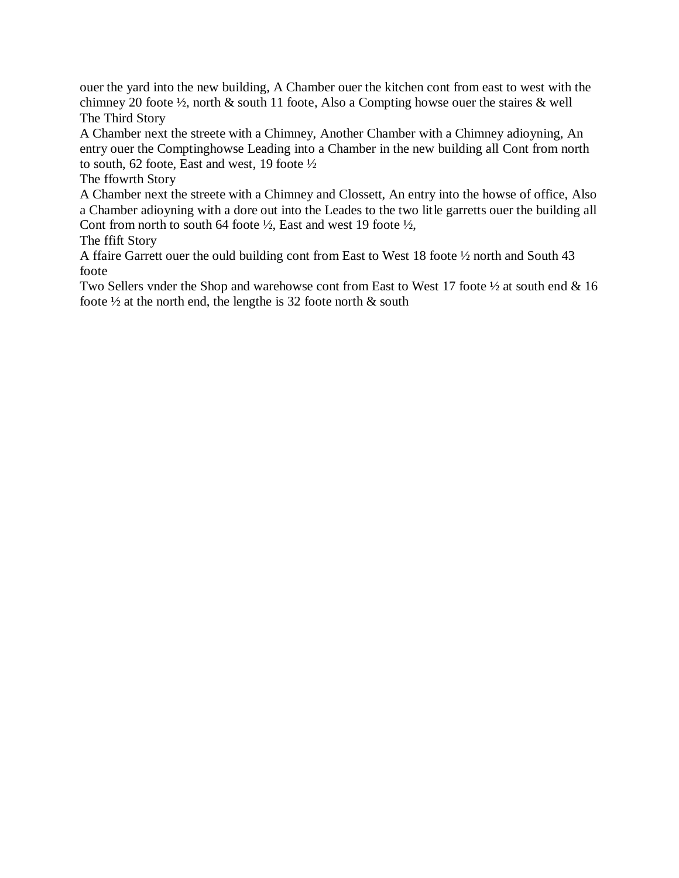ouer the yard into the new building, A Chamber ouer the kitchen cont from east to west with the chimney 20 foote ½, north & south 11 foote, Also a Compting howse ouer the staires & well

The Third Story

A Chamber next the streete with a Chimney, Another Chamber with a Chimney adioyning, An entry ouer the Comptinghowse Leading into a Chamber in the new building all Cont from north to south, 62 foote, East and west, 19 foote ½

The ffowrth Story

A Chamber next the streete with a Chimney and Clossett, An entry into the howse of office, Also a Chamber adioyning with a dore out into the Leades to the two litle garretts ouer the building all Cont from north to south 64 foote ½, East and west 19 foote ½,

The ffift Story

A ffaire Garrett ouer the ould building cont from East to West 18 foote ½ north and South 43 foote

Two Sellers vnder the Shop and warehowse cont from East to West 17 foote ½ at south end & 16 foote ½ at the north end, the lengthe is 32 foote north & south